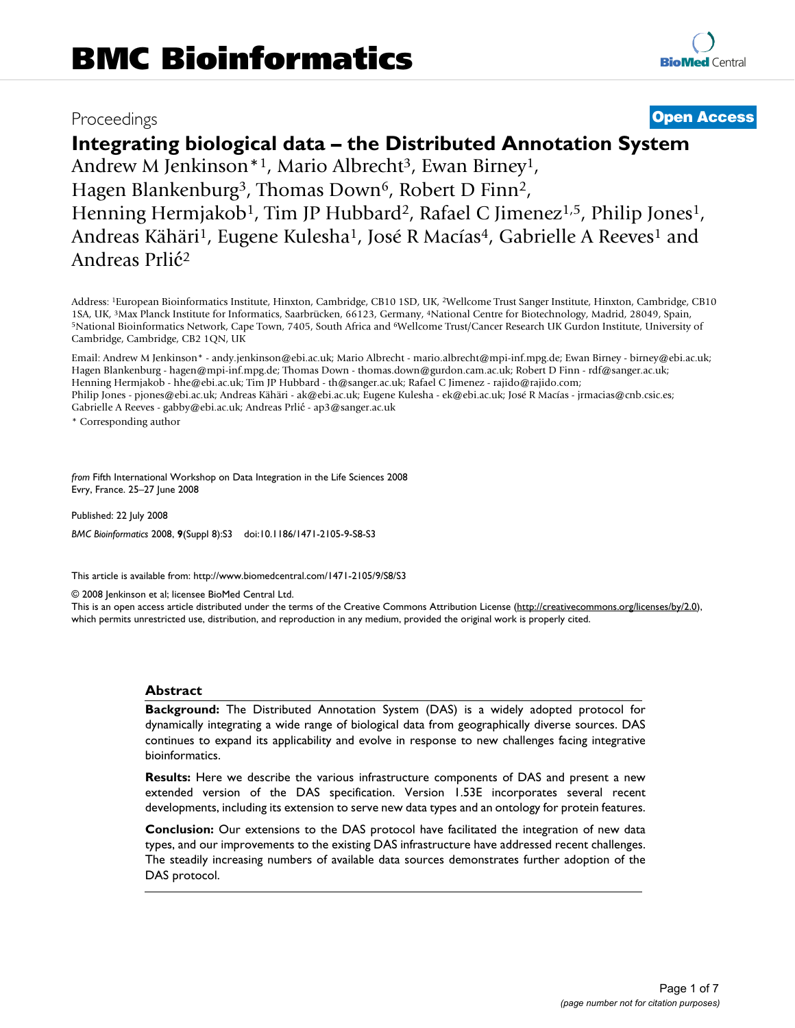BMC Bioinformatics

Proceedings

**Open Access**

# Integrating biological data – the Distributed Annotation System

Andrew M Jenkinson*[1], Mario Albrecht[3], Ewan Birney[1], Hagen Blankenburg[3], Thomas Down[6], Robert D Finn[2], Henning Hermjakob[1], Tim JP Hubbard[2], Rafael C Jimenez[1,5], Philip Jones[1], Andreas Kähäri[1], Eugene Kulesha[1], José R Macías[4], Gabrielle A Reeves[1] and Andreas Prlić[2]

Address: [1]European Bioinformatics Institute, Hinxton, Cambridge, CB10 1SD, UK, [2]Wellcome Trust Sanger Institute, Hinxton, Cambridge, CB10 1SA, UK, [3]Max Planck Institute for Informatics, Saarbrücken, 66123, Germany, [4]National Centre for Biotechnology, Madrid, 28049, Spain, [5]National Bioinformatics Network, Cape Town, 7405, South Africa and [6]Wellcome Trust/Cancer Research UK Gurdon Institute, University of Cambridge, Cambridge, CB2 1QN, UK

Email: Andrew M Jenkinson* - andy.jenkinson@ebi.ac.uk; Mario Albrecht - mario.albrecht@mpi-inf.mpg.de; Ewan Birney - birney@ebi.ac.uk; Hagen Blankenburg - hagen@mpi-inf.mpg.de; Thomas Down - thomas.down@gurdon.cam.ac.uk; Robert D Finn - rdf@sanger.ac.uk; Henning Hermjakob - hhe@ebi.ac.uk; Tim JP Hubbard - th@sanger.ac.uk; Rafael C Jimenez - rajido@rajido.com; Philip Jones - pjones@ebi.ac.uk; Andreas Kähäri - ak@ebi.ac.uk; Eugene Kulesha - ek@ebi.ac.uk; José R Macías - jrmacias@cnb.csic.es; Gabrielle A Reeves - gabby@ebi.ac.uk; Andreas Prlić - ap3@sanger.ac.uk

* Corresponding author

*from* Fifth International Workshop on Data Integration in the Life Sciences 2008
Evry, France. 25–27 June 2008

Published: 22 July 2008

*BMC Bioinformatics* 2008, **9**(Suppl 8):S3 doi:10.1186/1471-2105-9-S8-S3

This article is available from: http://www.biomedcentral.com/1471-2105/9/S8/S3

© 2008 Jenkinson et al; licensee BioMed Central Ltd.
This is an open access article distributed under the terms of the Creative Commons Attribution License (http://creativecommons.org/licenses/by/2.0), which permits unrestricted use, distribution, and reproduction in any medium, provided the original work is properly cited.

## Abstract

**Background:** The Distributed Annotation System (DAS) is a widely adopted protocol for dynamically integrating a wide range of biological data from geographically diverse sources. DAS continues to expand its applicability and evolve in response to new challenges facing integrative bioinformatics.

**Results:** Here we describe the various infrastructure components of DAS and present a new extended version of the DAS specification. Version 1.53E incorporates several recent developments, including its extension to serve new data types and an ontology for protein features.

**Conclusion:** Our extensions to the DAS protocol have facilitated the integration of new data types, and our improvements to the existing DAS infrastructure have addressed recent challenges. The steadily increasing numbers of available data sources demonstrates further adoption of the DAS protocol.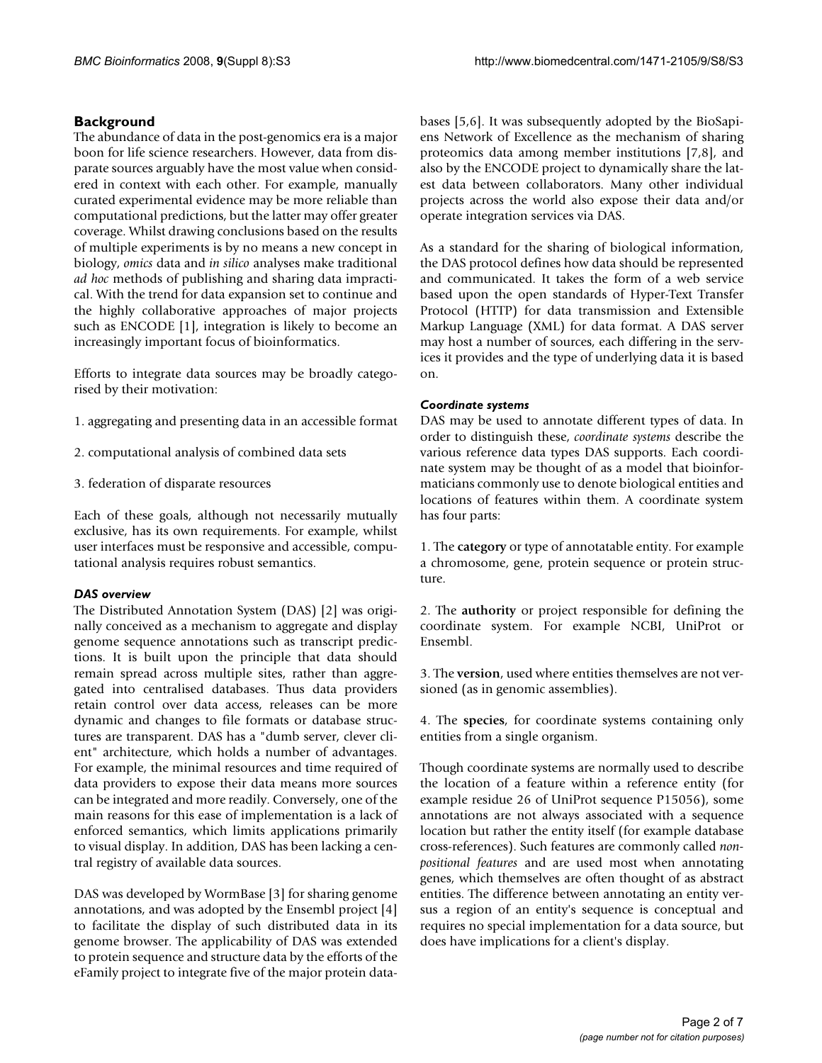## Background

The abundance of data in the post-genomics era is a major boon for life science researchers. However, data from disparate sources arguably have the most value when considered in context with each other. For example, manually curated experimental evidence may be more reliable than computational predictions, but the latter may offer greater coverage. Whilst drawing conclusions based on the results of multiple experiments is by no means a new concept in biology, *omics* data and *in silico* analyses make traditional *ad hoc* methods of publishing and sharing data impractical. With the trend for data expansion set to continue and the highly collaborative approaches of major projects such as ENCODE [1], integration is likely to become an increasingly important focus of bioinformatics.

Efforts to integrate data sources may be broadly categorised by their motivation:

1. aggregating and presenting data in an accessible format

2. computational analysis of combined data sets

3. federation of disparate resources

Each of these goals, although not necessarily mutually exclusive, has its own requirements. For example, whilst user interfaces must be responsive and accessible, computational analysis requires robust semantics.

### *DAS overview*

The Distributed Annotation System (DAS) [2] was originally conceived as a mechanism to aggregate and display genome sequence annotations such as transcript predictions. It is built upon the principle that data should remain spread across multiple sites, rather than aggregated into centralised databases. Thus data providers retain control over data access, releases can be more dynamic and changes to file formats or database structures are transparent. DAS has a "dumb server, clever client" architecture, which holds a number of advantages. For example, the minimal resources and time required of data providers to expose their data means more sources can be integrated and more readily. Conversely, one of the main reasons for this ease of implementation is a lack of enforced semantics, which limits applications primarily to visual display. In addition, DAS has been lacking a central registry of available data sources.

DAS was developed by WormBase [3] for sharing genome annotations, and was adopted by the Ensembl project [4] to facilitate the display of such distributed data in its genome browser. The applicability of DAS was extended to protein sequence and structure data by the efforts of the eFamily project to integrate five of the major protein databases [5,6]. It was subsequently adopted by the BioSapiens Network of Excellence as the mechanism of sharing proteomics data among member institutions [7,8], and also by the ENCODE project to dynamically share the latest data between collaborators. Many other individual projects across the world also expose their data and/or operate integration services via DAS.

As a standard for the sharing of biological information, the DAS protocol defines how data should be represented and communicated. It takes the form of a web service based upon the open standards of Hyper-Text Transfer Protocol (HTTP) for data transmission and Extensible Markup Language (XML) for data format. A DAS server may host a number of sources, each differing in the services it provides and the type of underlying data it is based on.

### *Coordinate systems*

DAS may be used to annotate different types of data. In order to distinguish these, *coordinate systems* describe the various reference data types DAS supports. Each coordinate system may be thought of as a model that bioinformaticians commonly use to denote biological entities and locations of features within them. A coordinate system has four parts:

1. The **category** or type of annotatable entity. For example a chromosome, gene, protein sequence or protein structure.

2. The **authority** or project responsible for defining the coordinate system. For example NCBI, UniProt or Ensembl.

3. The **version**, used where entities themselves are not versioned (as in genomic assemblies).

4. The **species**, for coordinate systems containing only entities from a single organism.

Though coordinate systems are normally used to describe the location of a feature within a reference entity (for example residue 26 of UniProt sequence P15056), some annotations are not always associated with a sequence location but rather the entity itself (for example database cross-references). Such features are commonly called *non-positional features* and are used most when annotating genes, which themselves are often thought of as abstract entities. The difference between annotating an entity versus a region of an entity's sequence is conceptual and requires no special implementation for a data source, but does have implications for a client's display.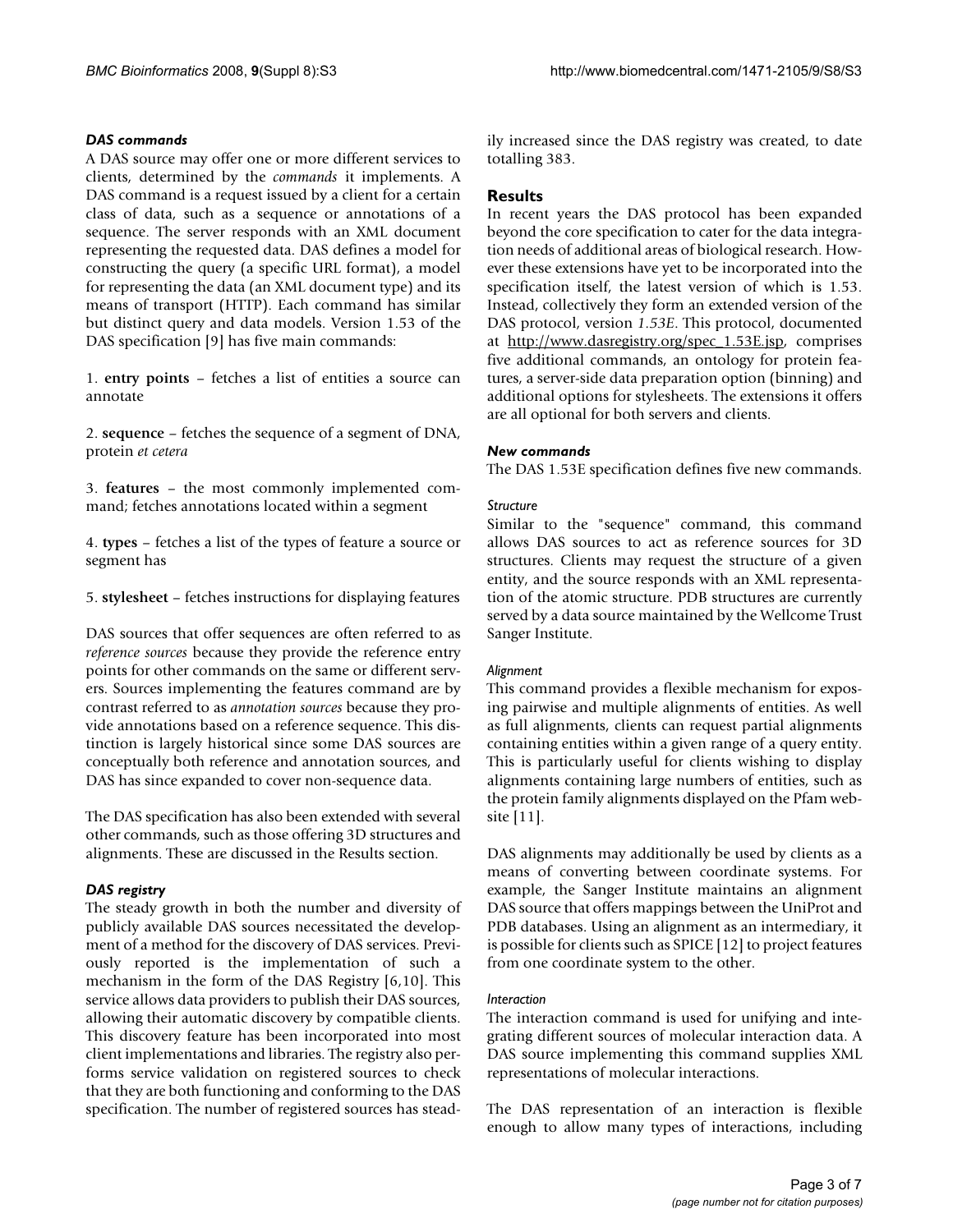### DAS commands

A DAS source may offer one or more different services to clients, determined by the *commands* it implements. A DAS command is a request issued by a client for a certain class of data, such as a sequence or annotations of a sequence. The server responds with an XML document representing the requested data. DAS defines a model for constructing the query (a specific URL format), a model for representing the data (an XML document type) and its means of transport (HTTP). Each command has similar but distinct query and data models. Version 1.53 of the DAS specification [9] has five main commands:

1. **entry points** – fetches a list of entities a source can annotate

2. **sequence** – fetches the sequence of a segment of DNA, protein *et cetera*

3. **features** – the most commonly implemented command; fetches annotations located within a segment

4. **types** – fetches a list of the types of feature a source or segment has

5. **stylesheet** – fetches instructions for displaying features

DAS sources that offer sequences are often referred to as *reference sources* because they provide the reference entry points for other commands on the same or different servers. Sources implementing the features command are by contrast referred to as *annotation sources* because they provide annotations based on a reference sequence. This distinction is largely historical since some DAS sources are conceptually both reference and annotation sources, and DAS has since expanded to cover non-sequence data.

The DAS specification has also been extended with several other commands, such as those offering 3D structures and alignments. These are discussed in the Results section.

### DAS registry

The steady growth in both the number and diversity of publicly available DAS sources necessitated the development of a method for the discovery of DAS services. Previously reported is the implementation of such a mechanism in the form of the DAS Registry [6,10]. This service allows data providers to publish their DAS sources, allowing their automatic discovery by compatible clients. This discovery feature has been incorporated into most client implementations and libraries. The registry also performs service validation on registered sources to check that they are both functioning and conforming to the DAS specification. The number of registered sources has steadily increased since the DAS registry was created, to date totalling 383.

## Results

In recent years the DAS protocol has been expanded beyond the core specification to cater for the data integration needs of additional areas of biological research. However these extensions have yet to be incorporated into the specification itself, the latest version of which is 1.53. Instead, collectively they form an extended version of the DAS protocol, version *1.53E*. This protocol, documented at http://www.dasregistry.org/spec_1.53E.jsp, comprises five additional commands, an ontology for protein features, a server-side data preparation option (binning) and additional options for stylesheets. The extensions it offers are all optional for both servers and clients.

### New commands

The DAS 1.53E specification defines five new commands.

#### Structure

Similar to the "sequence" command, this command allows DAS sources to act as reference sources for 3D structures. Clients may request the structure of a given entity, and the source responds with an XML representation of the atomic structure. PDB structures are currently served by a data source maintained by the Wellcome Trust Sanger Institute.

#### Alignment

This command provides a flexible mechanism for exposing pairwise and multiple alignments of entities. As well as full alignments, clients can request partial alignments containing entities within a given range of a query entity. This is particularly useful for clients wishing to display alignments containing large numbers of entities, such as the protein family alignments displayed on the Pfam website [11].

DAS alignments may additionally be used by clients as a means of converting between coordinate systems. For example, the Sanger Institute maintains an alignment DAS source that offers mappings between the UniProt and PDB databases. Using an alignment as an intermediary, it is possible for clients such as SPICE [12] to project features from one coordinate system to the other.

#### Interaction

The interaction command is used for unifying and integrating different sources of molecular interaction data. A DAS source implementing this command supplies XML representations of molecular interactions.

The DAS representation of an interaction is flexible enough to allow many types of interactions, including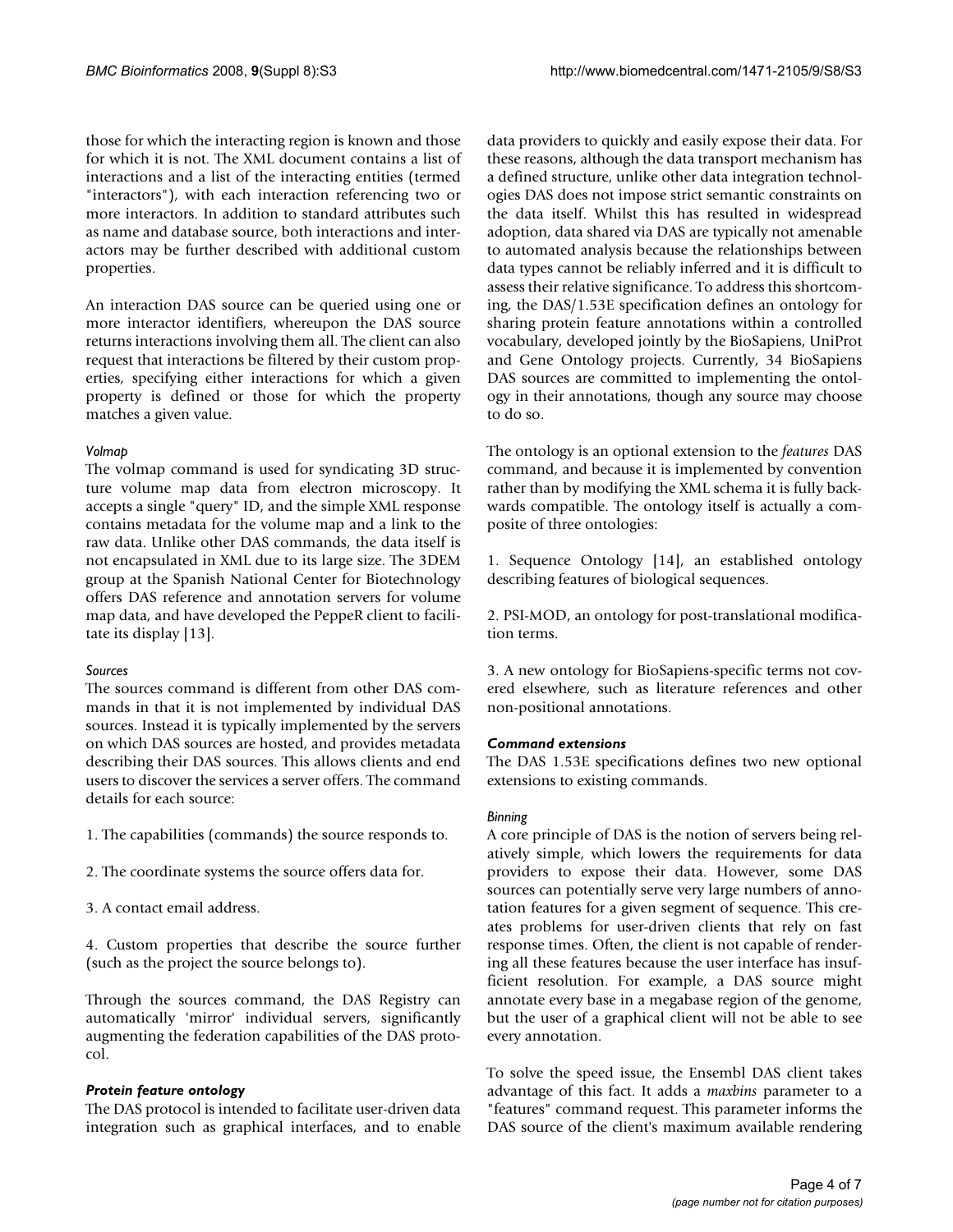those for which the interacting region is known and those for which it is not. The XML document contains a list of interactions and a list of the interacting entities (termed "interactors"), with each interaction referencing two or more interactors. In addition to standard attributes such as name and database source, both interactions and interactors may be further described with additional custom properties.

An interaction DAS source can be queried using one or more interactor identifiers, whereupon the DAS source returns interactions involving them all. The client can also request that interactions be filtered by their custom properties, specifying either interactions for which a given property is defined or those for which the property matches a given value.

#### *Volmap*

The volmap command is used for syndicating 3D structure volume map data from electron microscopy. It accepts a single "query" ID, and the simple XML response contains metadata for the volume map and a link to the raw data. Unlike other DAS commands, the data itself is not encapsulated in XML due to its large size. The 3DEM group at the Spanish National Center for Biotechnology offers DAS reference and annotation servers for volume map data, and have developed the PeppeR client to facilitate its display [13].

#### *Sources*

The sources command is different from other DAS commands in that it is not implemented by individual DAS sources. Instead it is typically implemented by the servers on which DAS sources are hosted, and provides metadata describing their DAS sources. This allows clients and end users to discover the services a server offers. The command details for each source:

1. The capabilities (commands) the source responds to.

2. The coordinate systems the source offers data for.

3. A contact email address.

4. Custom properties that describe the source further (such as the project the source belongs to).

Through the sources command, the DAS Registry can automatically 'mirror' individual servers, significantly augmenting the federation capabilities of the DAS protocol.

### *Protein feature ontology*

The DAS protocol is intended to facilitate user-driven data integration such as graphical interfaces, and to enable data providers to quickly and easily expose their data. For these reasons, although the data transport mechanism has a defined structure, unlike other data integration technologies DAS does not impose strict semantic constraints on the data itself. Whilst this has resulted in widespread adoption, data shared via DAS are typically not amenable to automated analysis because the relationships between data types cannot be reliably inferred and it is difficult to assess their relative significance. To address this shortcoming, the DAS/1.53E specification defines an ontology for sharing protein feature annotations within a controlled vocabulary, developed jointly by the BioSapiens, UniProt and Gene Ontology projects. Currently, 34 BioSapiens DAS sources are committed to implementing the ontology in their annotations, though any source may choose to do so.

The ontology is an optional extension to the *features* DAS command, and because it is implemented by convention rather than by modifying the XML schema it is fully backwards compatible. The ontology itself is actually a composite of three ontologies:

1. Sequence Ontology [14], an established ontology describing features of biological sequences.

2. PSI-MOD, an ontology for post-translational modification terms.

3. A new ontology for BioSapiens-specific terms not covered elsewhere, such as literature references and other non-positional annotations.

### *Command extensions*

The DAS 1.53E specifications defines two new optional extensions to existing commands.

#### *Binning*

A core principle of DAS is the notion of servers being relatively simple, which lowers the requirements for data providers to expose their data. However, some DAS sources can potentially serve very large numbers of annotation features for a given segment of sequence. This creates problems for user-driven clients that rely on fast response times. Often, the client is not capable of rendering all these features because the user interface has insufficient resolution. For example, a DAS source might annotate every base in a megabase region of the genome, but the user of a graphical client will not be able to see every annotation.

To solve the speed issue, the Ensembl DAS client takes advantage of this fact. It adds a *maxbins* parameter to a "features" command request. This parameter informs the DAS source of the client's maximum available rendering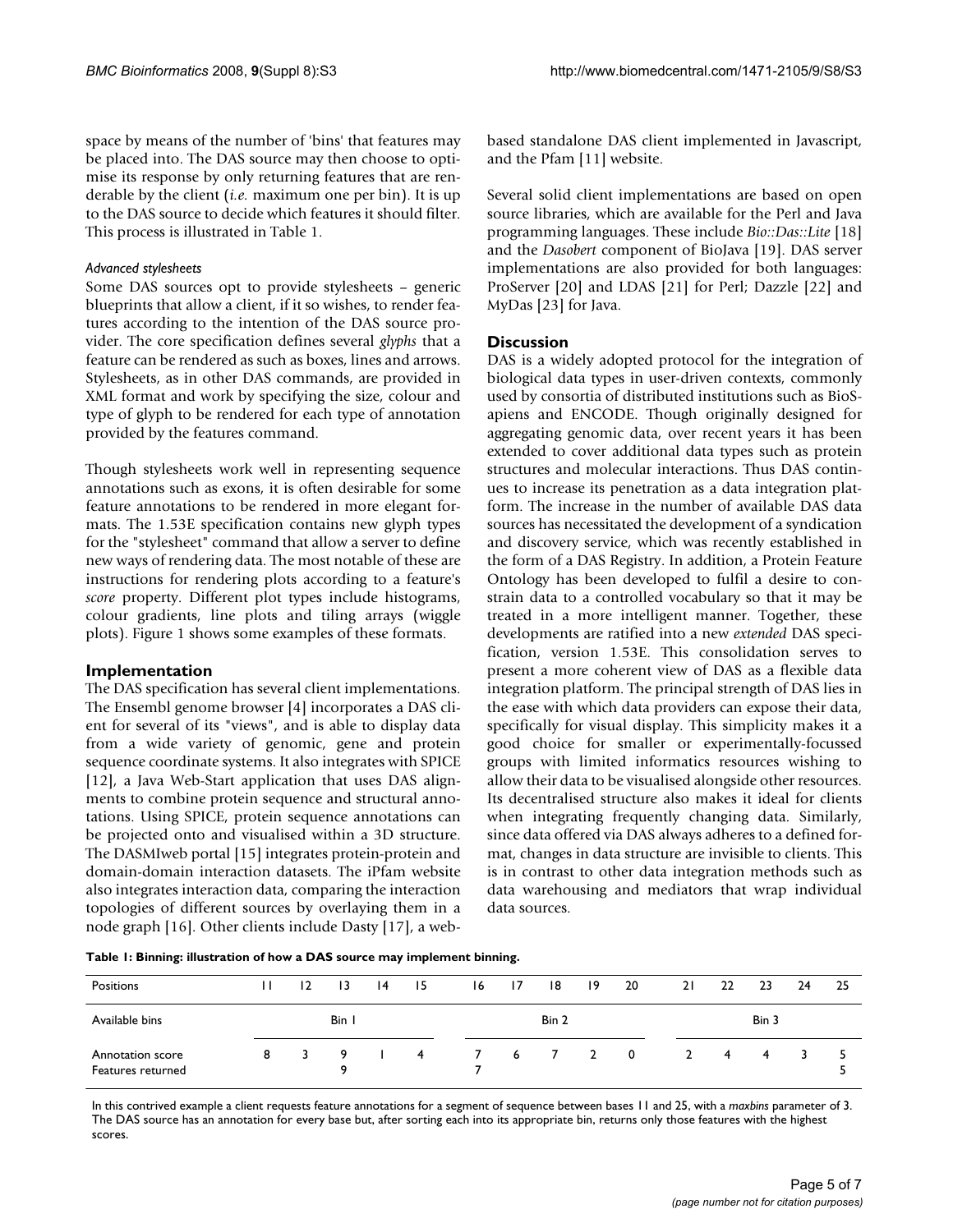space by means of the number of 'bins' that features may be placed into. The DAS source may then choose to optimise its response by only returning features that are renderable by the client (*i.e.* maximum one per bin). It is up to the DAS source to decide which features it should filter. This process is illustrated in Table 1.

#### *Advanced stylesheets*

Some DAS sources opt to provide stylesheets – generic blueprints that allow a client, if it so wishes, to render features according to the intention of the DAS source provider. The core specification defines several *glyphs* that a feature can be rendered as such as boxes, lines and arrows. Stylesheets, as in other DAS commands, are provided in XML format and work by specifying the size, colour and type of glyph to be rendered for each type of annotation provided by the features command.

Though stylesheets work well in representing sequence annotations such as exons, it is often desirable for some feature annotations to be rendered in more elegant formats. The 1.53E specification contains new glyph types for the "stylesheet" command that allow a server to define new ways of rendering data. The most notable of these are instructions for rendering plots according to a feature's *score* property. Different plot types include histograms, colour gradients, line plots and tiling arrays (wiggle plots). Figure 1 shows some examples of these formats.

## Implementation

The DAS specification has several client implementations. The Ensembl genome browser [4] incorporates a DAS client for several of its "views", and is able to display data from a wide variety of genomic, gene and protein sequence coordinate systems. It also integrates with SPICE [12], a Java Web-Start application that uses DAS alignments to combine protein sequence and structural annotations. Using SPICE, protein sequence annotations can be projected onto and visualised within a 3D structure. The DASMIweb portal [15] integrates protein-protein and domain-domain interaction datasets. The iPfam website also integrates interaction data, comparing the interaction topologies of different sources by overlaying them in a node graph [16]. Other clients include Dasty [17], a web-based standalone DAS client implemented in Javascript, and the Pfam [11] website.

Several solid client implementations are based on open source libraries, which are available for the Perl and Java programming languages. These include *Bio::Das::Lite* [18] and the *Dasobert* component of BioJava [19]. DAS server implementations are also provided for both languages: ProServer [20] and LDAS [21] for Perl; Dazzle [22] and MyDas [23] for Java.

## Discussion

DAS is a widely adopted protocol for the integration of biological data types in user-driven contexts, commonly used by consortia of distributed institutions such as BioSapiens and ENCODE. Though originally designed for aggregating genomic data, over recent years it has been extended to cover additional data types such as protein structures and molecular interactions. Thus DAS continues to increase its penetration as a data integration platform. The increase in the number of available DAS data sources has necessitated the development of a syndication and discovery service, which was recently established in the form of a DAS Registry. In addition, a Protein Feature Ontology has been developed to fulfil a desire to constrain data to a controlled vocabulary so that it may be treated in a more intelligent manner. Together, these developments are ratified into a new *extended* DAS specification, version 1.53E. This consolidation serves to present a more coherent view of DAS as a flexible data integration platform. The principal strength of DAS lies in the ease with which data providers can expose their data, specifically for visual display. This simplicity makes it a good choice for smaller or experimentally-focussed groups with limited informatics resources wishing to allow their data to be visualised alongside other resources. Its decentralised structure also makes it ideal for clients when integrating frequently changing data. Similarly, since data offered via DAS always adheres to a defined format, changes in data structure are invisible to clients. This is in contrast to other data integration methods such as data warehousing and mediators that wrap individual data sources.

**Table 1: Binning: illustration of how a DAS source may implement binning.**

| Positions | 11 | 12 | 13 | 14 | 15 | 16 | 17 | 18 | 19 | 20 | 21 | 22 | 23 | 24 | 25 |
|---|---|---|---|---|---|---|---|---|---|---|---|---|---|---|---|
| Available bins | | | Bin 1 | | | | | Bin 2 | | | | | Bin 3 | | |
| Annotation score | 8 | 3 | 9 | 1 | 4 | 7 | 6 | 7 | 2 | 0 | 2 | 4 | 4 | 3 | 5 |
| Features returned | | | 9 | | | 7 | | | | | | | | | 5 |

In this contrived example a client requests feature annotations for a segment of sequence between bases 11 and 25, with a *maxbins* parameter of 3. The DAS source has an annotation for every base but, after sorting each into its appropriate bin, returns only those features with the highest scores.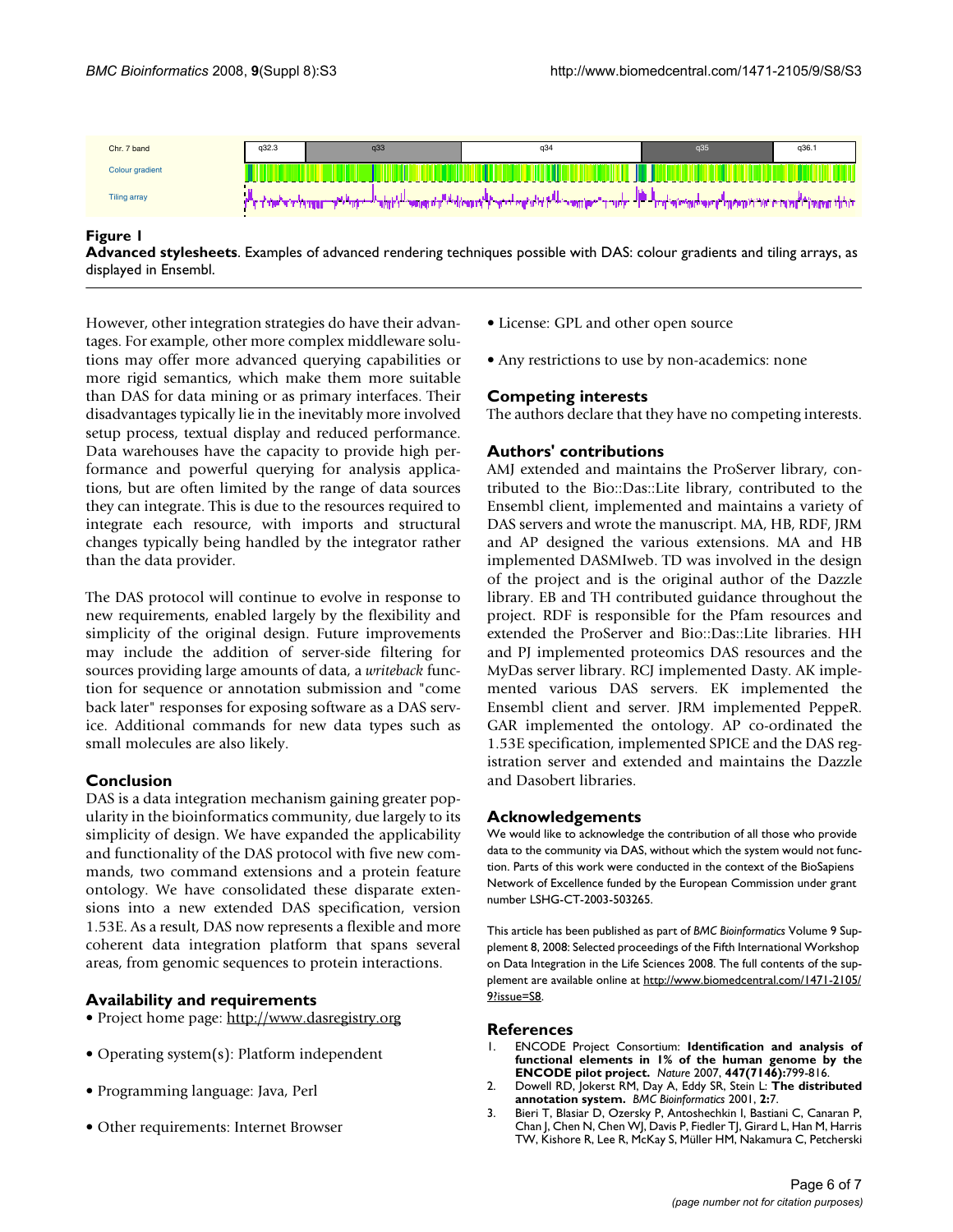Chr. 7 band
q32.3
q33
q34
q35
q36.1
Colour gradient
Tiling array

**Figure 1**
**Advanced stylesheets**. Examples of advanced rendering techniques possible with DAS: colour gradients and tiling arrays, as displayed in Ensembl.

However, other integration strategies do have their advantages. For example, other more complex middleware solutions may offer more advanced querying capabilities or more rigid semantics, which make them more suitable than DAS for data mining or as primary interfaces. Their disadvantages typically lie in the inevitably more involved setup process, textual display and reduced performance. Data warehouses have the capacity to provide high performance and powerful querying for analysis applications, but are often limited by the range of data sources they can integrate. This is due to the resources required to integrate each resource, with imports and structural changes typically being handled by the integrator rather than the data provider.

The DAS protocol will continue to evolve in response to new requirements, enabled largely by the flexibility and simplicity of the original design. Future improvements may include the addition of server-side filtering for sources providing large amounts of data, a *writeback* function for sequence or annotation submission and "come back later" responses for exposing software as a DAS service. Additional commands for new data types such as small molecules are also likely.

## Conclusion

DAS is a data integration mechanism gaining greater popularity in the bioinformatics community, due largely to its simplicity of design. We have expanded the applicability and functionality of the DAS protocol with five new commands, two command extensions and a protein feature ontology. We have consolidated these disparate extensions into a new extended DAS specification, version 1.53E. As a result, DAS now represents a flexible and more coherent data integration platform that spans several areas, from genomic sequences to protein interactions.

## Availability and requirements

- Project home page: http://www.dasregistry.org
- Operating system(s): Platform independent
- Programming language: Java, Perl
- Other requirements: Internet Browser
- License: GPL and other open source
- Any restrictions to use by non-academics: none

## Competing interests

The authors declare that they have no competing interests.

## Authors' contributions

AMJ extended and maintains the ProServer library, contributed to the Bio::Das::Lite library, contributed to the Ensembl client, implemented and maintains a variety of DAS servers and wrote the manuscript. MA, HB, RDF, JRM and AP designed the various extensions. MA and HB implemented DASMIweb. TD was involved in the design of the project and is the original author of the Dazzle library. EB and TH contributed guidance throughout the project. RDF is responsible for the Pfam resources and extended the ProServer and Bio::Das::Lite libraries. HH and PJ implemented proteomics DAS resources and the MyDas server library. RCJ implemented Dasty. AK implemented various DAS servers. EK implemented the Ensembl client and server. JRM implemented PeppeR. GAR implemented the ontology. AP co-ordinated the 1.53E specification, implemented SPICE and the DAS registration server and extended and maintains the Dazzle and Dasobert libraries.

## Acknowledgements

We would like to acknowledge the contribution of all those who provide data to the community via DAS, without which the system would not function. Parts of this work were conducted in the context of the BioSapiens Network of Excellence funded by the European Commission under grant number LSHG-CT-2003-503265.

This article has been published as part of *BMC Bioinformatics* Volume 9 Supplement 8, 2008: Selected proceedings of the Fifth International Workshop on Data Integration in the Life Sciences 2008. The full contents of the supplement are available online at http://www.biomedcentral.com/1471-2105/9?issue=S8.

## References

1. ENCODE Project Consortium: **Identification and analysis of functional elements in 1% of the human genome by the ENCODE pilot project.** *Nature* 2007, **447(7146):**799-816.
2. Dowell RD, Jokerst RM, Day A, Eddy SR, Stein L: **The distributed annotation system.** *BMC Bioinformatics* 2001, **2:**7.
3. Bieri T, Blasiar D, Ozersky P, Antoshechkin I, Bastiani C, Canaran P, Chan J, Chen N, Chen WJ, Davis P, Fiedler TJ, Girard L, Han M, Harris TW, Kishore R, Lee R, McKay S, Müller HM, Nakamura C, Petcherski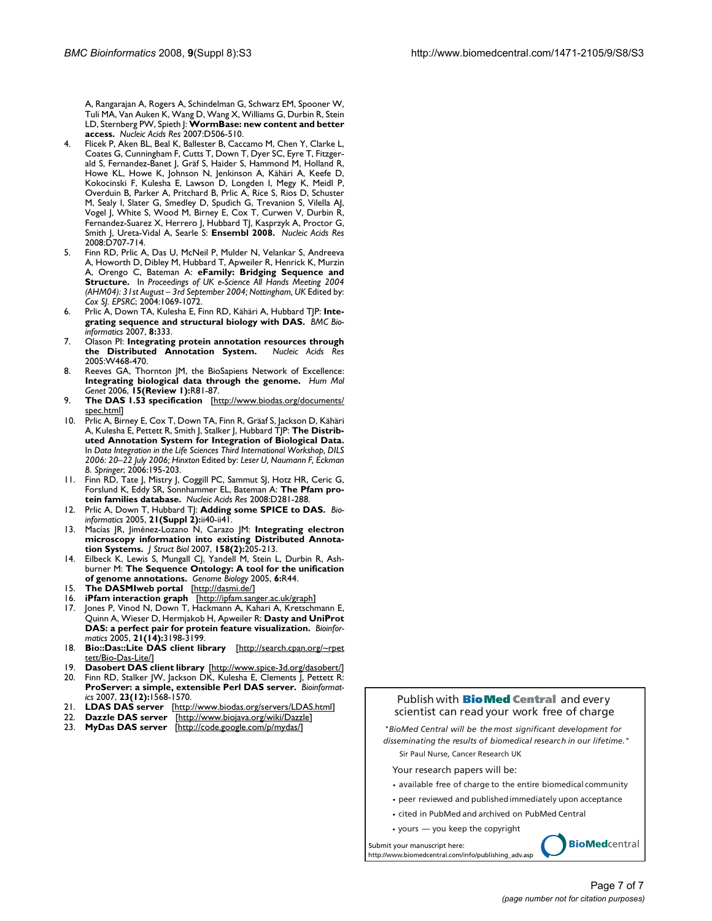A, Rangarajan A, Rogers A, Schindelman G, Schwarz EM, Spooner W, Tuli MA, Van Auken K, Wang D, Wang X, Williams G, Durbin R, Stein LD, Sternberg PW, Spieth J: **WormBase: new content and better access.** *Nucleic Acids Res* 2007:D506-510.

4. Flicek P, Aken BL, Beal K, Ballester B, Caccamo M, Chen Y, Clarke L, Coates G, Cunningham F, Cutts T, Down T, Dyer SC, Eyre T, Fitzgerald S, Fernandez-Banet J, Gräf S, Haider S, Hammond M, Holland R, Howe KL, Howe K, Johnson N, Jenkinson A, Kähäri A, Keefe D, Kokocinski F, Kulesha E, Lawson D, Longden I, Megy K, Meidl P, Overduin B, Parker A, Pritchard B, Prlic A, Rice S, Rios D, Schuster M, Sealy I, Slater G, Smedley D, Spudich G, Trevanion S, Vilella AJ, Vogel J, White S, Wood M, Birney E, Cox T, Curwen V, Durbin R, Fernandez-Suarez X, Herrero J, Hubbard TJ, Kasprzyk A, Proctor G, Smith J, Ureta-Vidal A, Searle S: **Ensembl 2008.** *Nucleic Acids Res* 2008:D707-714.
5. Finn RD, Prlic A, Das U, McNeil P, Mulder N, Velankar S, Andreeva A, Howorth D, Dibley M, Hubbard T, Apweiler R, Henrick K, Murzin A, Orengo C, Bateman A: **eFamily: Bridging Sequence and Structure.** In *Proceedings of UK e-Science All Hands Meeting 2004 (AHM04): 31st August – 3rd September 2004; Nottingham, UK* Edited by: *Cox SJ. EPSRC*; 2004:1069-1072.
6. Prlic A, Down TA, Kulesha E, Finn RD, Kähäri A, Hubbard TJP: **Integrating sequence and structural biology with DAS.** *BMC Bioinformatics* 2007, **8:**333.
7. Olason PI: **Integrating protein annotation resources through the Distributed Annotation System.** *Nucleic Acids Res* 2005:W468-470.
8. Reeves GA, Thornton JM, the BioSapiens Network of Excellence: **Integrating biological data through the genome.** *Hum Mol Genet* 2006, **15(Review 1):**R81-87.
9. **The DAS 1.53 specification** [http://www.biodas.org/documents/spec.html]
10. Prlic A, Birney E, Cox T, Down TA, Finn R, Gräaf S, Jackson D, Kähäri A, Kulesha E, Pettett R, Smith J, Stalker J, Hubbard TJP: **The Distributed Annotation System for Integration of Biological Data.** In *Data Integration in the Life Sciences Third International Workshop, DILS 2006: 20–22 July 2006; Hinxton* Edited by: *Leser U, Naumann F, Eckman B. Springer*; 2006:195-203.
11. Finn RD, Tate J, Mistry J, Coggill PC, Sammut SJ, Hotz HR, Ceric G, Forslund K, Eddy SR, Sonnhammer EL, Bateman A: **The Pfam protein families database.** *Nucleic Acids Res* 2008:D281-288.
12. Prlic A, Down T, Hubbard TJ: **Adding some SPICE to DAS.** *Bioinformatics* 2005, **21(Suppl 2):**ii40-ii41.
13. Macías JR, Jiménez-Lozano N, Carazo JM: **Integrating electron microscopy information into existing Distributed Annotation Systems.** *J Struct Biol* 2007, **158(2):**205-213.
14. Eilbeck K, Lewis S, Mungall CJ, Yandell M, Stein L, Durbin R, Ashburner M: **The Sequence Ontology: A tool for the unification of genome annotations.** *Genome Biology* 2005, **6:**R44.
15. **The DASMIweb portal** [http://dasmi.de/]
16. **iPfam interaction graph** [http://ipfam.sanger.ac.uk/graph]
17. Jones P, Vinod N, Down T, Hackmann A, Kahari A, Kretschmann E, Quinn A, Wieser D, Hermjakob H, Apweiler R: **Dasty and UniProt DAS: a perfect pair for protein feature visualization.** *Bioinformatics* 2005, **21(14):**3198-3199.
18. **Bio::Das::Lite DAS client library** [http://search.cpan.org/~rpettett/Bio-Das-Lite/]
19. **Dasobert DAS client library** [http://www.spice-3d.org/dasobert/]
20. Finn RD, Stalker JW, Jackson DK, Kulesha E, Clements J, Pettett R: **ProServer: a simple, extensible Perl DAS server.** *Bioinformatics* 2007, **23(12):**1568-1570.
21. **LDAS DAS server** [http://www.biodas.org/servers/LDAS.html]
22. **Dazzle DAS server** [http://www.biojava.org/wiki/Dazzle]
23. **MyDas DAS server** [http://code.google.com/p/mydas/]

Publish with **BioMed Central** and every scientist can read your work free of charge

*"BioMed Central will be the most significant development for disseminating the results of biomedical research in our lifetime."*

Sir Paul Nurse, Cancer Research UK

Your research papers will be:

- available free of charge to the entire biomedical community
- peer reviewed and published immediately upon acceptance
- cited in PubMed and archived on PubMed Central
- yours — you keep the copyright

Submit your manuscript here:
http://www.biomedcentral.com/info/publishing_adv.asp

BioMedcentral